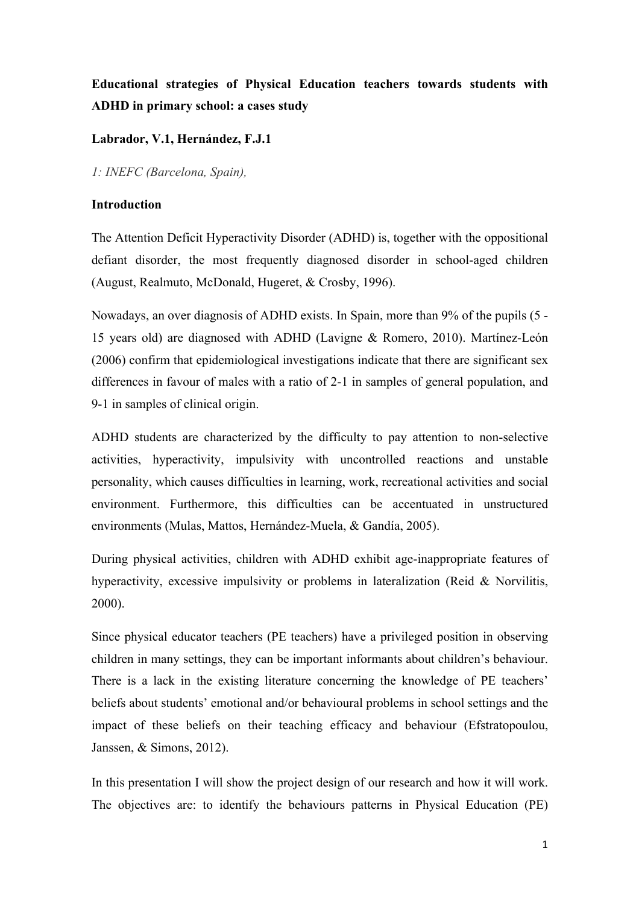**Educational strategies of Physical Education teachers towards students with ADHD in primary school: a cases study**

**Labrador, V.1, Hernández, F.J.1**

*1: INEFC (Barcelona, Spain),*

**Introduction**

The Attention Deficit Hyperactivity Disorder (ADHD) is, together with the oppositional defiant disorder, the most frequently diagnosed disorder in school-aged children (August, Realmuto, McDonald, Hugeret, & Crosby, 1996).

Nowadays, an over diagnosis of ADHD exists. In Spain, more than 9% of the pupils (5 - 15 years old) are diagnosed with ADHD (Lavigne & Romero, 2010). Martínez-León (2006) confirm that epidemiological investigations indicate that there are significant sex differences in favour of males with a ratio of 2-1 in samples of general population, and 9-1 in samples of clinical origin.

ADHD students are characterized by the difficulty to pay attention to non-selective activities, hyperactivity, impulsivity with uncontrolled reactions and unstable personality, which causes difficulties in learning, work, recreational activities and social environment. Furthermore, this difficulties can be accentuated in unstructured environments (Mulas, Mattos, Hernández-Muela, & Gandía, 2005).

During physical activities, children with ADHD exhibit age-inappropriate features of hyperactivity, excessive impulsivity or problems in lateralization (Reid & Norvilitis, 2000).

Since physical educator teachers (PE teachers) have a privileged position in observing children in many settings, they can be important informants about children's behaviour. There is a lack in the existing literature concerning the knowledge of PE teachers' beliefs about students' emotional and/or behavioural problems in school settings and the impact of these beliefs on their teaching efficacy and behaviour (Efstratopoulou, Janssen, & Simons, 2012).

In this presentation I will show the project design of our research and how it will work. The objectives are: to identify the behaviours patterns in Physical Education (PE)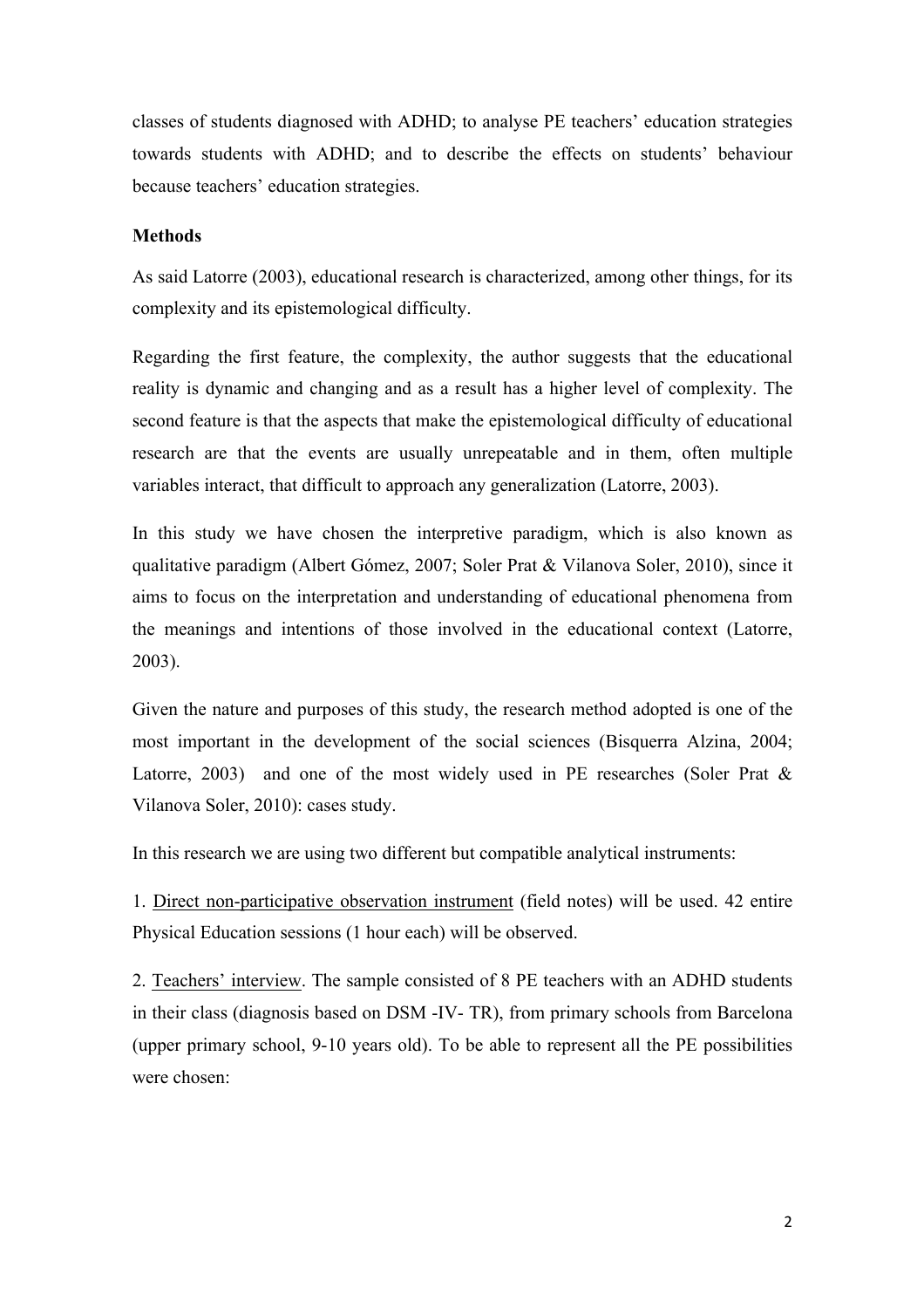classes of students diagnosed with ADHD; to analyse PE teachers' education strategies towards students with ADHD; and to describe the effects on students' behaviour because teachers' education strategies.

**Methods**

As said Latorre (2003), educational research is characterized, among other things, for its complexity and its epistemological difficulty.

Regarding the first feature, the complexity, the author suggests that the educational reality is dynamic and changing and as a result has a higher level of complexity. The second feature is that the aspects that make the epistemological difficulty of educational research are that the events are usually unrepeatable and in them, often multiple variables interact, that difficult to approach any generalization (Latorre, 2003).

In this study we have chosen the interpretive paradigm, which is also known as qualitative paradigm (Albert Gómez, 2007; Soler Prat & Vilanova Soler, 2010), since it aims to focus on the interpretation and understanding of educational phenomena from the meanings and intentions of those involved in the educational context (Latorre, 2003).

Given the nature and purposes of this study, the research method adopted is one of the most important in the development of the social sciences (Bisquerra Alzina, 2004; Latorre, 2003) and one of the most widely used in PE researches (Soler Prat & Vilanova Soler, 2010): cases study.

In this research we are using two different but compatible analytical instruments:

1. Direct non-participative observation instrument (field notes) will be used. 42 entire Physical Education sessions (1 hour each) will be observed.

2. Teachers' interview. The sample consisted of 8 PE teachers with an ADHD students in their class (diagnosis based on DSM -IV- TR), from primary schools from Barcelona (upper primary school, 9-10 years old). To be able to represent all the PE possibilities were chosen: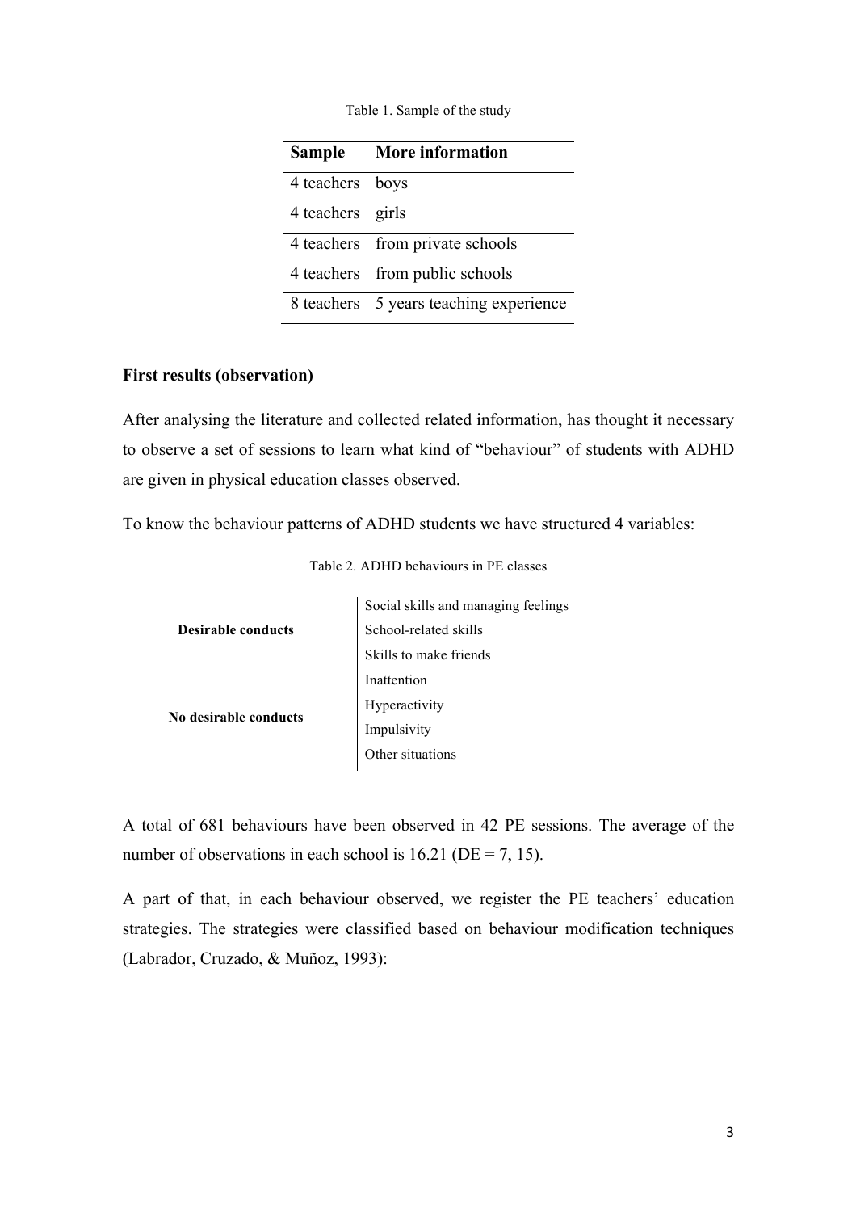Table 1. Sample of the study

| Sample | More information |
|---|---|
| 4 teachers | boys |
| 4 teachers | girls |
| 4 teachers | from private schools |
| 4 teachers | from public schools |
| 8 teachers | 5 years teaching experience |

**First results (observation)**

After analysing the literature and collected related information, has thought it necessary to observe a set of sessions to learn what kind of "behaviour" of students with ADHD are given in physical education classes observed.

To know the behaviour patterns of ADHD students we have structured 4 variables:

Table 2. ADHD behaviours in PE classes

| | |
|---|---|
| **Desirable conducts** | Social skills and managing feelings |
| | School-related skills |
| | Skills to make friends |
| **No desirable conducts** | Inattention |
| | Hyperactivity |
| | Impulsivity |
| | Other situations |

A total of 681 behaviours have been observed in 42 PE sessions. The average of the number of observations in each school is 16.21 (DE = 7, 15).

A part of that, in each behaviour observed, we register the PE teachers' education strategies. The strategies were classified based on behaviour modification techniques (Labrador, Cruzado, & Muñoz, 1993):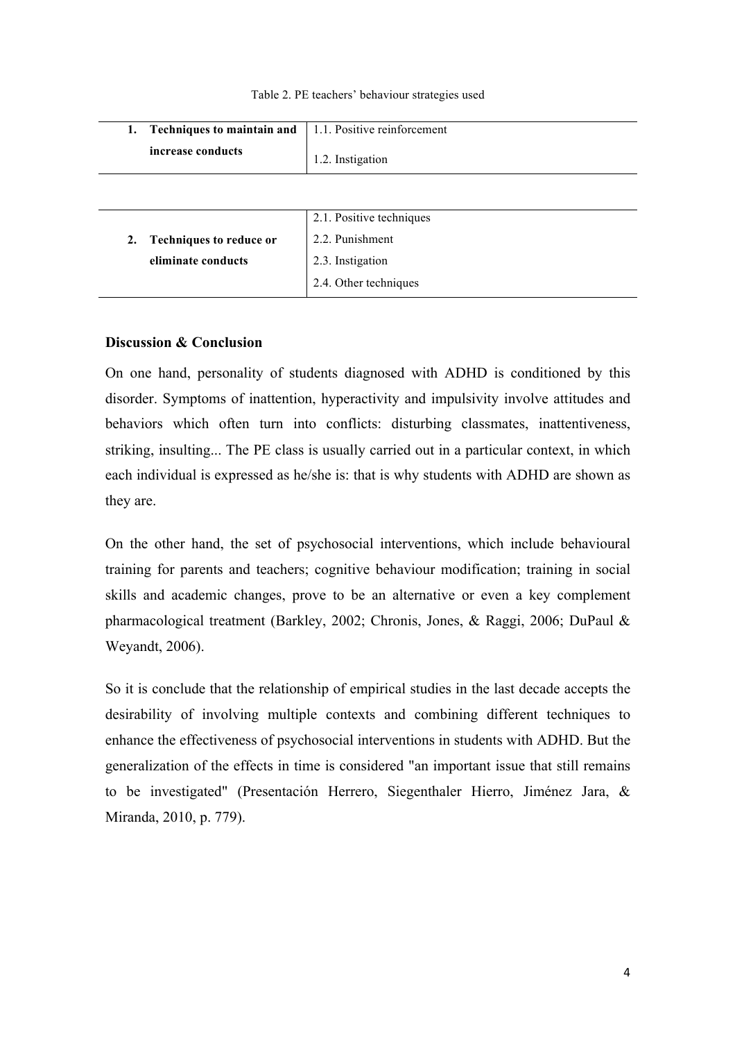Table 2. PE teachers' behaviour strategies used

| | |
|---|---|
| **1. Techniques to maintain and increase conducts** | 1.1. Positive reinforcement |
| | 1.2. Instigation |
| **2. Techniques to reduce or eliminate conducts** | 2.1. Positive techniques |
| | 2.2. Punishment |
| | 2.3. Instigation |
| | 2.4. Other techniques |

### Discussion & Conclusion

On one hand, personality of students diagnosed with ADHD is conditioned by this disorder. Symptoms of inattention, hyperactivity and impulsivity involve attitudes and behaviors which often turn into conflicts: disturbing classmates, inattentiveness, striking, insulting... The PE class is usually carried out in a particular context, in which each individual is expressed as he/she is: that is why students with ADHD are shown as they are.

On the other hand, the set of psychosocial interventions, which include behavioural training for parents and teachers; cognitive behaviour modification; training in social skills and academic changes, prove to be an alternative or even a key complement pharmacological treatment (Barkley, 2002; Chronis, Jones, & Raggi, 2006; DuPaul & Weyandt, 2006).

So it is conclude that the relationship of empirical studies in the last decade accepts the desirability of involving multiple contexts and combining different techniques to enhance the effectiveness of psychosocial interventions in students with ADHD. But the generalization of the effects in time is considered "an important issue that still remains to be investigated" (Presentación Herrero, Siegenthaler Hierro, Jiménez Jara, & Miranda, 2010, p. 779).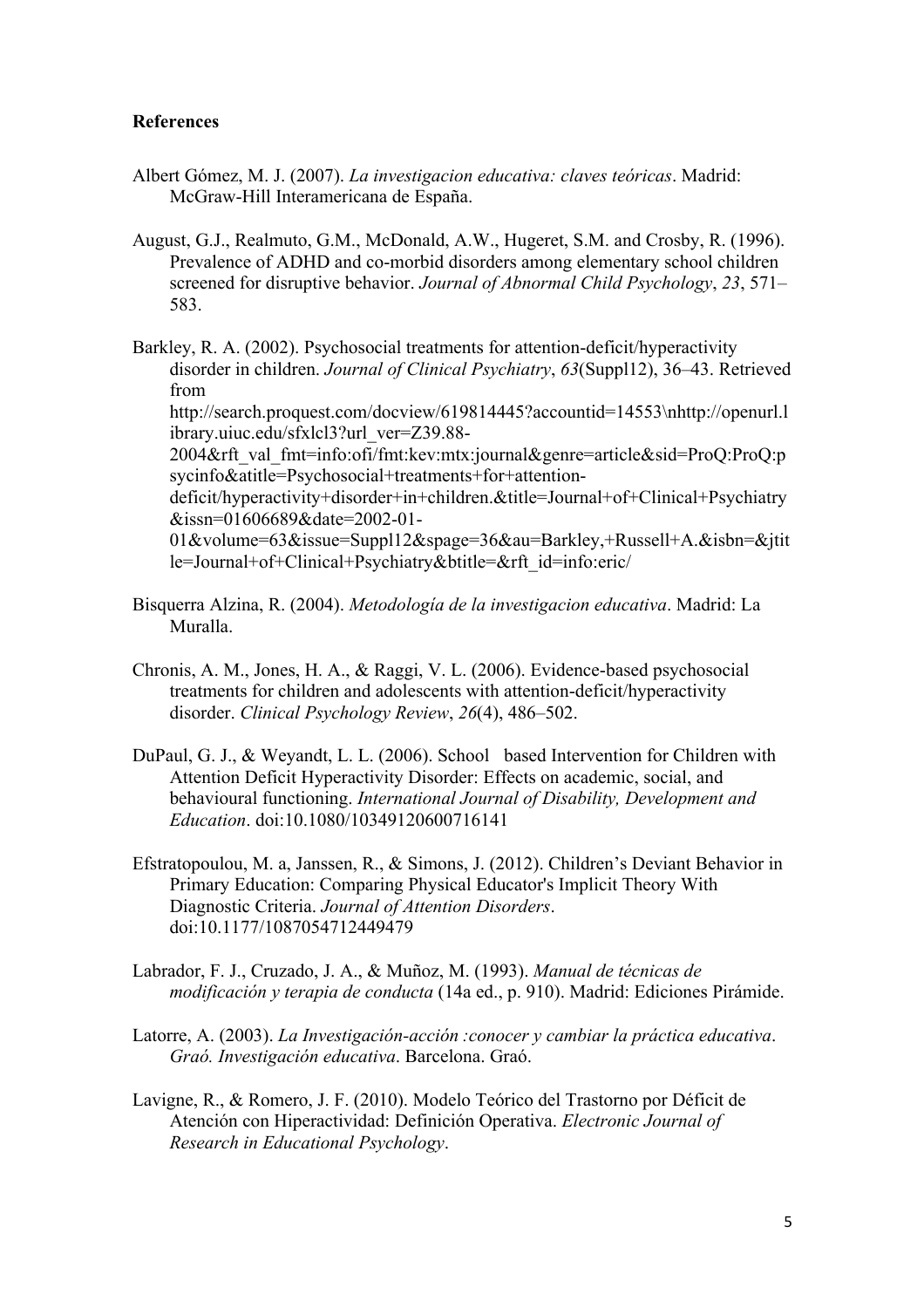**References**

Albert Gómez, M. J. (2007). *La investigacion educativa: claves teóricas*. Madrid: McGraw-Hill Interamericana de España.

August, G.J., Realmuto, G.M., McDonald, A.W., Hugeret, S.M. and Crosby, R. (1996). Prevalence of ADHD and co-morbid disorders among elementary school children screened for disruptive behavior. *Journal of Abnormal Child Psychology*, *23*, 571–583.

Barkley, R. A. (2002). Psychosocial treatments for attention-deficit/hyperactivity disorder in children. *Journal of Clinical Psychiatry*, *63*(Suppl12), 36–43. Retrieved from http://search.proquest.com/docview/619814445?accountid=14553\nhttp://openurl.library.uiuc.edu/sfxlcl3?url_ver=Z39.88-2004&rft_val_fmt=info:ofi/fmt:kev:mtx:journal&genre=article&sid=ProQ:ProQ:psycinfo&atitle=Psychosocial+treatments+for+attention-deficit/hyperactivity+disorder+in+children.&title=Journal+of+Clinical+Psychiatry&issn=01606689&date=2002-01-01&volume=63&issue=Suppl12&spage=36&au=Barkley,+Russell+A.&isbn=&jtitle=Journal+of+Clinical+Psychiatry&btitle=&rft_id=info:eric/

Bisquerra Alzina, R. (2004). *Metodología de la investigacion educativa*. Madrid: La Muralla.

Chronis, A. M., Jones, H. A., & Raggi, V. L. (2006). Evidence-based psychosocial treatments for children and adolescents with attention-deficit/hyperactivity disorder. *Clinical Psychology Review*, *26*(4), 486–502.

DuPaul, G. J., & Weyandt, L. L. (2006). School based Intervention for Children with Attention Deficit Hyperactivity Disorder: Effects on academic, social, and behavioural functioning. *International Journal of Disability, Development and Education*. doi:10.1080/10349120600716141

Efstratopoulou, M. a, Janssen, R., & Simons, J. (2012). Children's Deviant Behavior in Primary Education: Comparing Physical Educator's Implicit Theory With Diagnostic Criteria. *Journal of Attention Disorders*. doi:10.1177/1087054712449479

Labrador, F. J., Cruzado, J. A., & Muñoz, M. (1993). *Manual de técnicas de modificación y terapia de conducta* (14a ed., p. 910). Madrid: Ediciones Pirámide.

Latorre, A. (2003). *La Investigación-acción :conocer y cambiar la práctica educativa*. *Graó. Investigación educativa*. Barcelona. Graó.

Lavigne, R., & Romero, J. F. (2010). Modelo Teórico del Trastorno por Déficit de Atención con Hiperactividad: Definición Operativa. *Electronic Journal of Research in Educational Psychology*.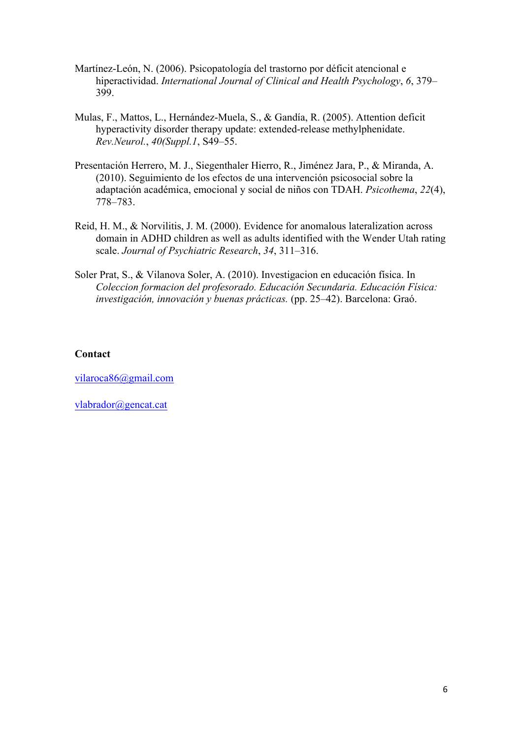Martínez-León, N. (2006). Psicopatología del trastorno por déficit atencional e hiperactividad. *International Journal of Clinical and Health Psychology*, *6*, 379–399.

Mulas, F., Mattos, L., Hernández-Muela, S., & Gandía, R. (2005). Attention deficit hyperactivity disorder therapy update: extended-release methylphenidate. *Rev.Neurol.*, *40(Suppl.1*, S49–55.

Presentación Herrero, M. J., Siegenthaler Hierro, R., Jiménez Jara, P., & Miranda, A. (2010). Seguimiento de los efectos de una intervención psicosocial sobre la adaptación académica, emocional y social de niños con TDAH. *Psicothema*, *22*(4), 778–783.

Reid, H. M., & Norvilitis, J. M. (2000). Evidence for anomalous lateralization across domain in ADHD children as well as adults identified with the Wender Utah rating scale. *Journal of Psychiatric Research*, *34*, 311–316.

Soler Prat, S., & Vilanova Soler, A. (2010). Investigacion en educación física. In *Coleccion formacion del profesorado. Educación Secundaria. Educación Física: investigación, innovación y buenas prácticas.* (pp. 25–42). Barcelona: Graó.

**Contact**

vilaroca86@gmail.com

vlabrador@gencat.cat